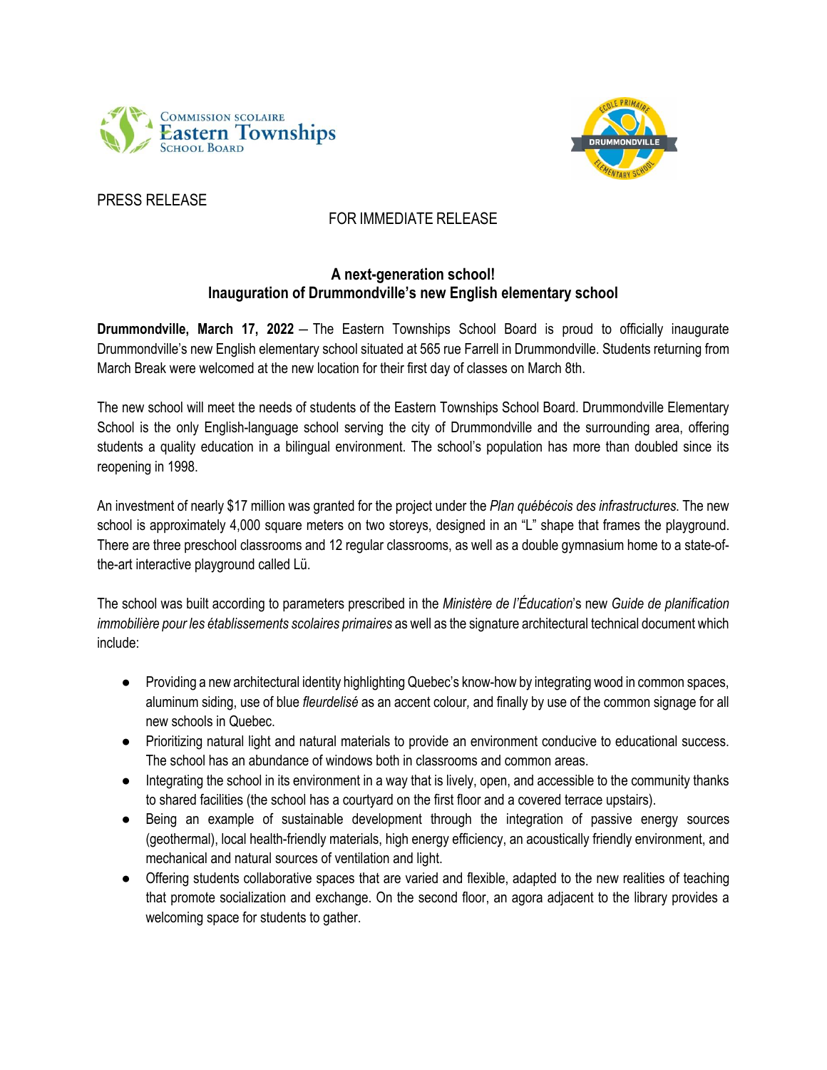PRESS RELEASE

FOR IMMEDIATE RELEASE

## A next-generation school!
## Inauguration of Drummondville's new English elementary school

**Drummondville, March 17, 2022** – The Eastern Townships School Board is proud to officially inaugurate Drummondville's new English elementary school situated at 565 rue Farrell in Drummondville. Students returning from March Break were welcomed at the new location for their first day of classes on March 8th.

The new school will meet the needs of students of the Eastern Townships School Board. Drummondville Elementary School is the only English-language school serving the city of Drummondville and the surrounding area, offering students a quality education in a bilingual environment. The school's population has more than doubled since its reopening in 1998.

An investment of nearly $17 million was granted for the project under the *Plan québécois des infrastructures*. The new school is approximately 4,000 square meters on two storeys, designed in an "L" shape that frames the playground. There are three preschool classrooms and 12 regular classrooms, as well as a double gymnasium home to a state-of-the-art interactive playground called Lü.

The school was built according to parameters prescribed in the *Ministère de l'Éducation*'s new *Guide de planification immobilière pour les établissements scolaires primaires* as well as the signature architectural technical document which include:

- Providing a new architectural identity highlighting Quebec's know-how by integrating wood in common spaces, aluminum siding, use of blue *fleurdelisé* as an accent colour, and finally by use of the common signage for all new schools in Quebec.
- Prioritizing natural light and natural materials to provide an environment conducive to educational success. The school has an abundance of windows both in classrooms and common areas.
- Integrating the school in its environment in a way that is lively, open, and accessible to the community thanks to shared facilities (the school has a courtyard on the first floor and a covered terrace upstairs).
- Being an example of sustainable development through the integration of passive energy sources (geothermal), local health-friendly materials, high energy efficiency, an acoustically friendly environment, and mechanical and natural sources of ventilation and light.
- Offering students collaborative spaces that are varied and flexible, adapted to the new realities of teaching that promote socialization and exchange. On the second floor, an agora adjacent to the library provides a welcoming space for students to gather.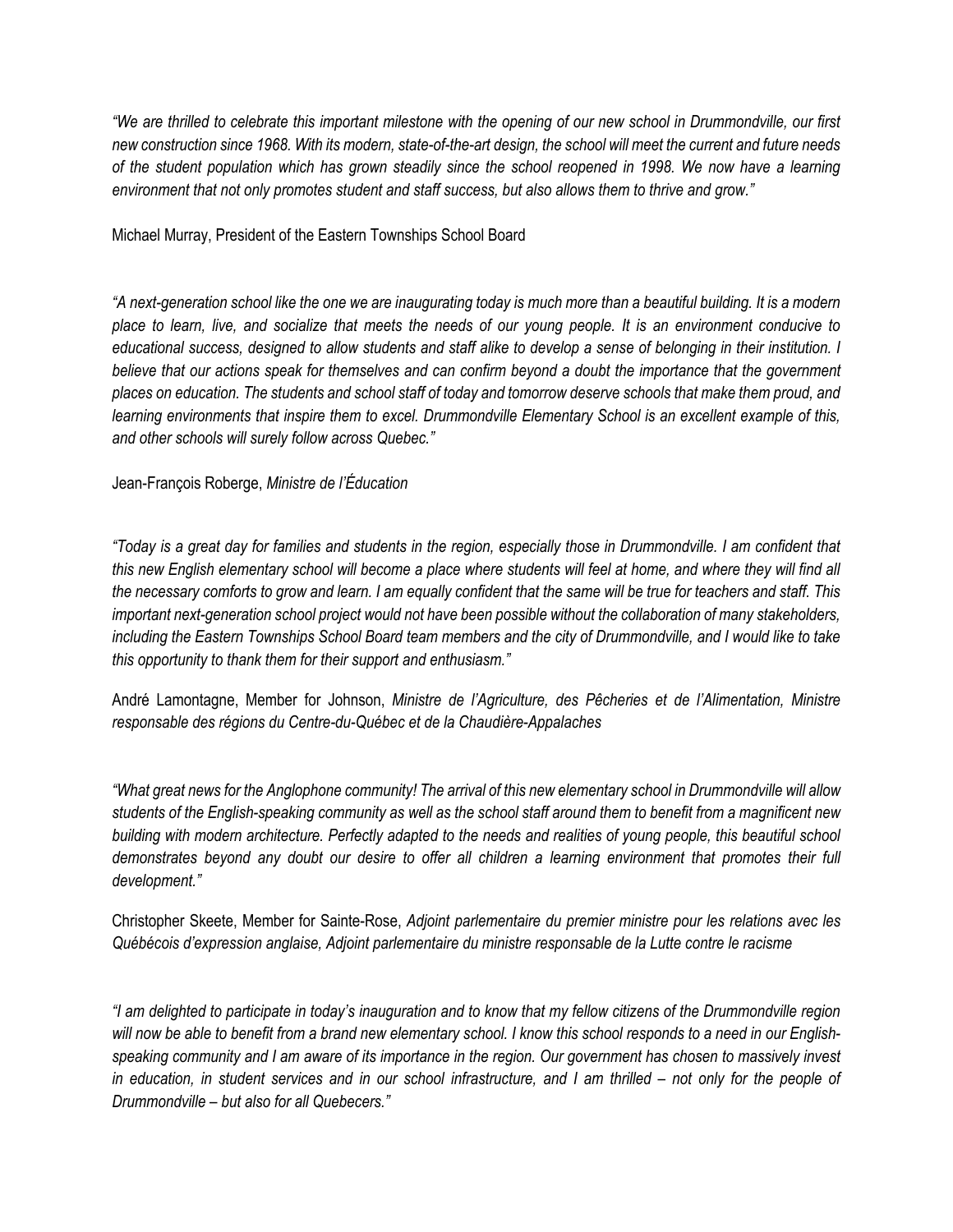*"We are thrilled to celebrate this important milestone with the opening of our new school in Drummondville, our first new construction since 1968. With its modern, state-of-the-art design, the school will meet the current and future needs of the student population which has grown steadily since the school reopened in 1998. We now have a learning environment that not only promotes student and staff success, but also allows them to thrive and grow."*

Michael Murray, President of the Eastern Townships School Board

*"A next-generation school like the one we are inaugurating today is much more than a beautiful building. It is a modern place to learn, live, and socialize that meets the needs of our young people. It is an environment conducive to educational success, designed to allow students and staff alike to develop a sense of belonging in their institution. I believe that our actions speak for themselves and can confirm beyond a doubt the importance that the government places on education. The students and school staff of today and tomorrow deserve schools that make them proud, and learning environments that inspire them to excel. Drummondville Elementary School is an excellent example of this, and other schools will surely follow across Quebec."*

Jean-François Roberge, *Ministre de l'Éducation*

*"Today is a great day for families and students in the region, especially those in Drummondville. I am confident that this new English elementary school will become a place where students will feel at home, and where they will find all the necessary comforts to grow and learn. I am equally confident that the same will be true for teachers and staff. This important next-generation school project would not have been possible without the collaboration of many stakeholders, including the Eastern Townships School Board team members and the city of Drummondville, and I would like to take this opportunity to thank them for their support and enthusiasm."*

André Lamontagne, Member for Johnson, *Ministre de l'Agriculture, des Pêcheries et de l'Alimentation, Ministre responsable des régions du Centre-du-Québec et de la Chaudière-Appalaches*

*"What great news for the Anglophone community! The arrival of this new elementary school in Drummondville will allow students of the English-speaking community as well as the school staff around them to benefit from a magnificent new building with modern architecture. Perfectly adapted to the needs and realities of young people, this beautiful school demonstrates beyond any doubt our desire to offer all children a learning environment that promotes their full development."*

Christopher Skeete, Member for Sainte-Rose, *Adjoint parlementaire du premier ministre pour les relations avec les Québécois d'expression anglaise, Adjoint parlementaire du ministre responsable de la Lutte contre le racisme*

*"I am delighted to participate in today's inauguration and to know that my fellow citizens of the Drummondville region will now be able to benefit from a brand new elementary school. I know this school responds to a need in our English-speaking community and I am aware of its importance in the region. Our government has chosen to massively invest in education, in student services and in our school infrastructure, and I am thrilled – not only for the people of Drummondville – but also for all Quebecers."*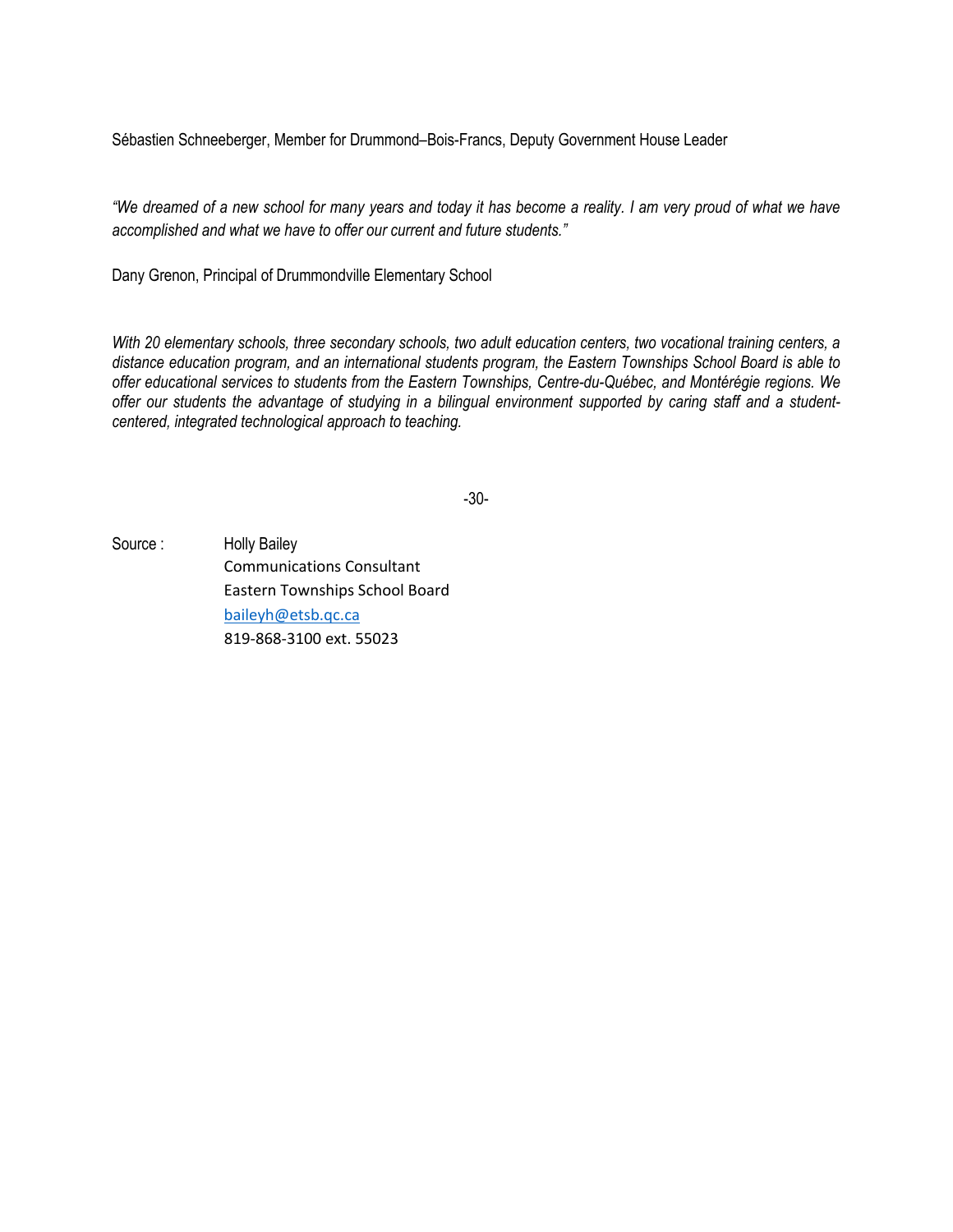Sébastien Schneeberger, Member for Drummond–Bois-Francs, Deputy Government House Leader

*"We dreamed of a new school for many years and today it has become a reality. I am very proud of what we have accomplished and what we have to offer our current and future students."*

Dany Grenon, Principal of Drummondville Elementary School

*With 20 elementary schools, three secondary schools, two adult education centers, two vocational training centers, a distance education program, and an international students program, the Eastern Townships School Board is able to offer educational services to students from the Eastern Townships, Centre-du-Québec, and Montérégie regions. We offer our students the advantage of studying in a bilingual environment supported by caring staff and a student-centered, integrated technological approach to teaching.*

-30-

Source : Holly Bailey
Communications Consultant
Eastern Townships School Board
baileyh@etsb.qc.ca
819-868-3100 ext. 55023